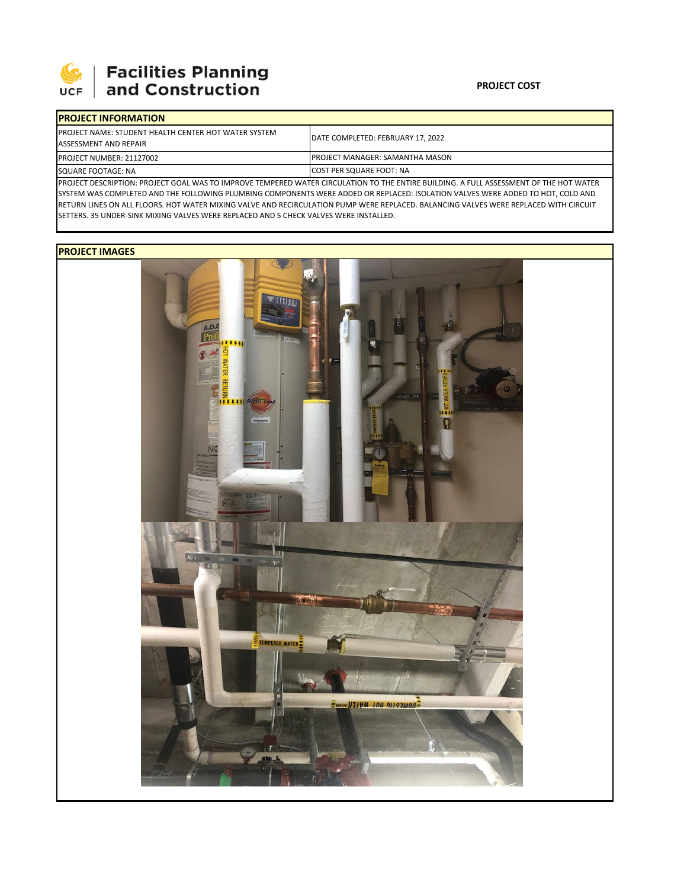**Facilities Planning and Construction**

**PROJECT COST**

| **PROJECT INFORMATION** | |
|---|---|
| PROJECT NAME: STUDENT HEALTH CENTER HOT WATER SYSTEM ASSESSMENT AND REPAIR | DATE COMPLETED: FEBRUARY 17, 2022 |
| PROJECT NUMBER: 21127002 | PROJECT MANAGER: SAMANTHA MASON |
| SQUARE FOOTAGE: NA | COST PER SQUARE FOOT: NA |

PROJECT DESCRIPTION: PROJECT GOAL WAS TO IMPROVE TEMPERED WATER CIRCULATION TO THE ENTIRE BUILDING. A FULL ASSESSMENT OF THE HOT WATER SYSTEM WAS COMPLETED AND THE FOLLOWING PLUMBING COMPONENTS WERE ADDED OR REPLACED: ISOLATION VALVES WERE ADDED TO HOT, COLD AND RETURN LINES ON ALL FLOORS. HOT WATER MIXING VALVE AND RECIRCULATION PUMP WERE REPLACED. BALANCING VALVES WERE REPLACED WITH CIRCUIT SETTERS. 35 UNDER-SINK MIXING VALVES WERE REPLACED AND 5 CHECK VALVES WERE INSTALLED.

**PROJECT IMAGES**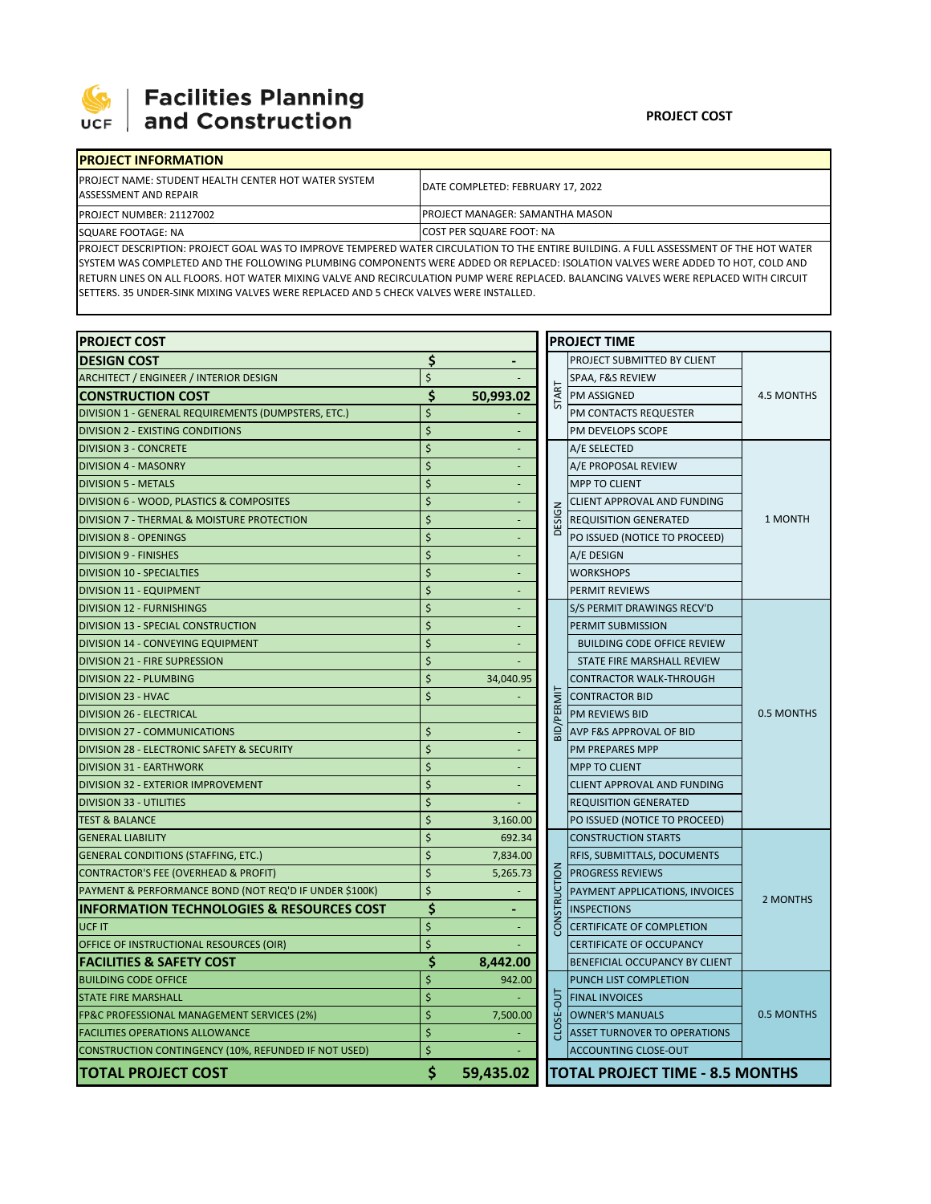Facilities Planning and Construction

**PROJECT COST**

| PROJECT INFORMATION | |
|---|---|
| PROJECT NAME: STUDENT HEALTH CENTER HOT WATER SYSTEM ASSESSMENT AND REPAIR | DATE COMPLETED: FEBRUARY 17, 2022 |
| PROJECT NUMBER: 21127002 | PROJECT MANAGER: SAMANTHA MASON |
| SQUARE FOOTAGE: NA | COST PER SQUARE FOOT: NA |

PROJECT DESCRIPTION: PROJECT GOAL WAS TO IMPROVE TEMPERED WATER CIRCULATION TO THE ENTIRE BUILDING. A FULL ASSESSMENT OF THE HOT WATER SYSTEM WAS COMPLETED AND THE FOLLOWING PLUMBING COMPONENTS WERE ADDED OR REPLACED: ISOLATION VALVES WERE ADDED TO HOT, COLD AND RETURN LINES ON ALL FLOORS. HOT WATER MIXING VALVE AND RECIRCULATION PUMP WERE REPLACED. BALANCING VALVES WERE REPLACED WITH CIRCUIT SETTERS. 35 UNDER-SINK MIXING VALVES WERE REPLACED AND 5 CHECK VALVES WERE INSTALLED.

| PROJECT COST | |
|---|---|
| **DESIGN COST** | **$ -** |
| ARCHITECT / ENGINEER / INTERIOR DESIGN | $ - |
| **CONSTRUCTION COST** | **$ 50,993.02** |
| DIVISION 1 - GENERAL REQUIREMENTS (DUMPSTERS, ETC.) | $ - |
| DIVISION 2 - EXISTING CONDITIONS | $ - |
| DIVISION 3 - CONCRETE | $ - |
| DIVISION 4 - MASONRY | $ - |
| DIVISION 5 - METALS | $ - |
| DIVISION 6 - WOOD, PLASTICS & COMPOSITES | $ - |
| DIVISION 7 - THERMAL & MOISTURE PROTECTION | $ - |
| DIVISION 8 - OPENINGS | $ - |
| DIVISION 9 - FINISHES | $ - |
| DIVISION 10 - SPECIALTIES | $ - |
| DIVISION 11 - EQUIPMENT | $ - |
| DIVISION 12 - FURNISHINGS | $ - |
| DIVISION 13 - SPECIAL CONSTRUCTION | $ - |
| DIVISION 14 - CONVEYING EQUIPMENT | $ - |
| DIVISION 21 - FIRE SUPRESSION | $ - |
| DIVISION 22 - PLUMBING | $ 34,040.95 |
| DIVISION 23 - HVAC | $ - |
| DIVISION 26 - ELECTRICAL | |
| DIVISION 27 - COMMUNICATIONS | $ - |
| DIVISION 28 - ELECTRONIC SAFETY & SECURITY | $ - |
| DIVISION 31 - EARTHWORK | $ - |
| DIVISION 32 - EXTERIOR IMPROVEMENT | $ - |
| DIVISION 33 - UTILITIES | $ - |
| TEST & BALANCE | $ 3,160.00 |
| GENERAL LIABILITY | $ 692.34 |
| GENERAL CONDITIONS (STAFFING, ETC.) | $ 7,834.00 |
| CONTRACTOR'S FEE (OVERHEAD & PROFIT) | $ 5,265.73 |
| PAYMENT & PERFORMANCE BOND (NOT REQ'D IF UNDER $100K) | $ - |
| **INFORMATION TECHNOLOGIES & RESOURCES COST** | **$ -** |
| UCF IT | $ - |
| OFFICE OF INSTRUCTIONAL RESOURCES (OIR) | $ - |
| **FACILITIES & SAFETY COST** | **$ 8,442.00** |
| BUILDING CODE OFFICE | $ 942.00 |
| STATE FIRE MARSHALL | $ - |
| FP&C PROFESSIONAL MANAGEMENT SERVICES (2%) | $ 7,500.00 |
| FACILITIES OPERATIONS ALLOWANCE | $ - |
| CONSTRUCTION CONTINGENCY (10%, REFUNDED IF NOT USED) | $ - |
| **TOTAL PROJECT COST** | **$ 59,435.02** |

| PROJECT TIME | | |
|---|---|---|
| START | PROJECT SUBMITTED BY CLIENT | 4.5 MONTHS |
| | SPAA, F&S REVIEW | |
| | PM ASSIGNED | |
| | PM CONTACTS REQUESTER | |
| | PM DEVELOPS SCOPE | |
| DESIGN | A/E SELECTED | 1 MONTH |
| | A/E PROPOSAL REVIEW | |
| | MPP TO CLIENT | |
| | CLIENT APPROVAL AND FUNDING | |
| | REQUISITION GENERATED | |
| | PO ISSUED (NOTICE TO PROCEED) | |
| | A/E DESIGN | |
| | WORKSHOPS | |
| | PERMIT REVIEWS | |
| BID/PERMIT | S/S PERMIT DRAWINGS RECV'D | 0.5 MONTHS |
| | PERMIT SUBMISSION | |
| | BUILDING CODE OFFICE REVIEW | |
| | STATE FIRE MARSHALL REVIEW | |
| | CONTRACTOR WALK-THROUGH | |
| | CONTRACTOR BID | |
| | PM REVIEWS BID | |
| | AVP F&S APPROVAL OF BID | |
| | PM PREPARES MPP | |
| | MPP TO CLIENT | |
| | CLIENT APPROVAL AND FUNDING | |
| | REQUISITION GENERATED | |
| | PO ISSUED (NOTICE TO PROCEED) | |
| CONSTRUCTION | CONSTRUCTION STARTS | 2 MONTHS |
| | RFIS, SUBMITTALS, DOCUMENTS | |
| | PROGRESS REVIEWS | |
| | PAYMENT APPLICATIONS, INVOICES | |
| | INSPECTIONS | |
| | CERTIFICATE OF COMPLETION | |
| | CERTIFICATE OF OCCUPANCY | |
| | BENEFICIAL OCCUPANCY BY CLIENT | |
| CLOSE-OUT | PUNCH LIST COMPLETION | 0.5 MONTHS |
| | FINAL INVOICES | |
| | OWNER'S MANUALS | |
| | ASSET TURNOVER TO OPERATIONS | |
| | ACCOUNTING CLOSE-OUT | |
| **TOTAL PROJECT TIME - 8.5 MONTHS** | | |